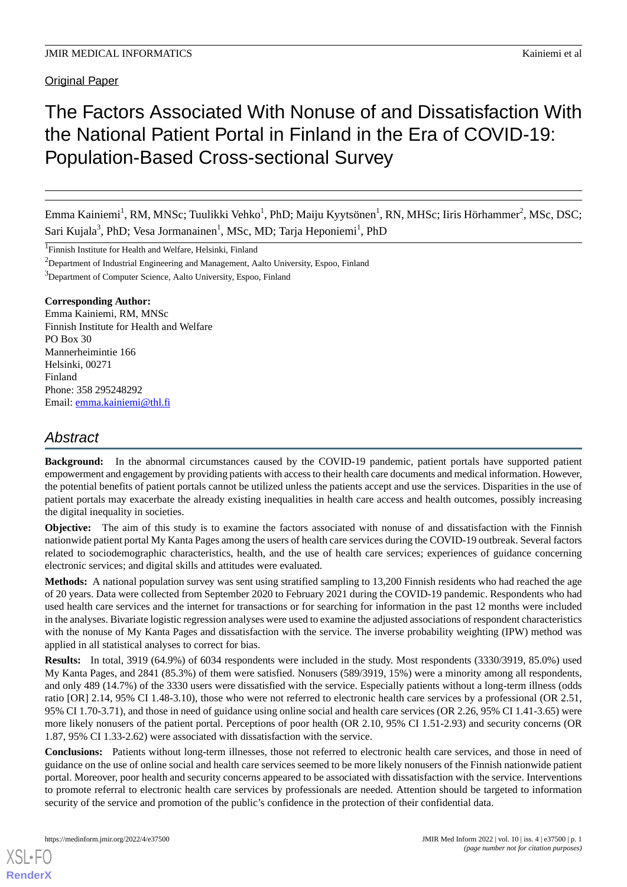Original Paper

# The Factors Associated With Nonuse of and Dissatisfaction With the National Patient Portal in Finland in the Era of COVID-19: Population-Based Cross-sectional Survey

Emma Kainiemi[1], RM, MNSc; Tuulikki Vehko[1], PhD; Maiju Kyytsönen[1], RN, MHSc; Iiris Hörhammer[2], MSc, DSC; Sari Kujala[3], PhD; Vesa Jormanainen[1], MSc, MD; Tarja Heponiemi[1], PhD

[1]Finnish Institute for Health and Welfare, Helsinki, Finland

[2]Department of Industrial Engineering and Management, Aalto University, Espoo, Finland

[3]Department of Computer Science, Aalto University, Espoo, Finland

**Corresponding Author:**
Emma Kainiemi, RM, MNSc
Finnish Institute for Health and Welfare
PO Box 30
Mannerheimintie 166
Helsinki, 00271
Finland
Phone: 358 295248292
Email: emma.kainiemi@thl.fi

## Abstract

**Background:** In the abnormal circumstances caused by the COVID-19 pandemic, patient portals have supported patient empowerment and engagement by providing patients with access to their health care documents and medical information. However, the potential benefits of patient portals cannot be utilized unless the patients accept and use the services. Disparities in the use of patient portals may exacerbate the already existing inequalities in health care access and health outcomes, possibly increasing the digital inequality in societies.

**Objective:** The aim of this study is to examine the factors associated with nonuse of and dissatisfaction with the Finnish nationwide patient portal My Kanta Pages among the users of health care services during the COVID-19 outbreak. Several factors related to sociodemographic characteristics, health, and the use of health care services; experiences of guidance concerning electronic services; and digital skills and attitudes were evaluated.

**Methods:** A national population survey was sent using stratified sampling to 13,200 Finnish residents who had reached the age of 20 years. Data were collected from September 2020 to February 2021 during the COVID-19 pandemic. Respondents who had used health care services and the internet for transactions or for searching for information in the past 12 months were included in the analyses. Bivariate logistic regression analyses were used to examine the adjusted associations of respondent characteristics with the nonuse of My Kanta Pages and dissatisfaction with the service. The inverse probability weighting (IPW) method was applied in all statistical analyses to correct for bias.

**Results:** In total, 3919 (64.9%) of 6034 respondents were included in the study. Most respondents (3330/3919, 85.0%) used My Kanta Pages, and 2841 (85.3%) of them were satisfied. Nonusers (589/3919, 15%) were a minority among all respondents, and only 489 (14.7%) of the 3330 users were dissatisfied with the service. Especially patients without a long-term illness (odds ratio [OR] 2.14, 95% CI 1.48-3.10), those who were not referred to electronic health care services by a professional (OR 2.51, 95% CI 1.70-3.71), and those in need of guidance using online social and health care services (OR 2.26, 95% CI 1.41-3.65) were more likely nonusers of the patient portal. Perceptions of poor health (OR 2.10, 95% CI 1.51-2.93) and security concerns (OR 1.87, 95% CI 1.33-2.62) were associated with dissatisfaction with the service.

**Conclusions:** Patients without long-term illnesses, those not referred to electronic health care services, and those in need of guidance on the use of online social and health care services seemed to be more likely nonusers of the Finnish nationwide patient portal. Moreover, poor health and security concerns appeared to be associated with dissatisfaction with the service. Interventions to promote referral to electronic health care services by professionals are needed. Attention should be targeted to information security of the service and promotion of the public's confidence in the protection of their confidential data.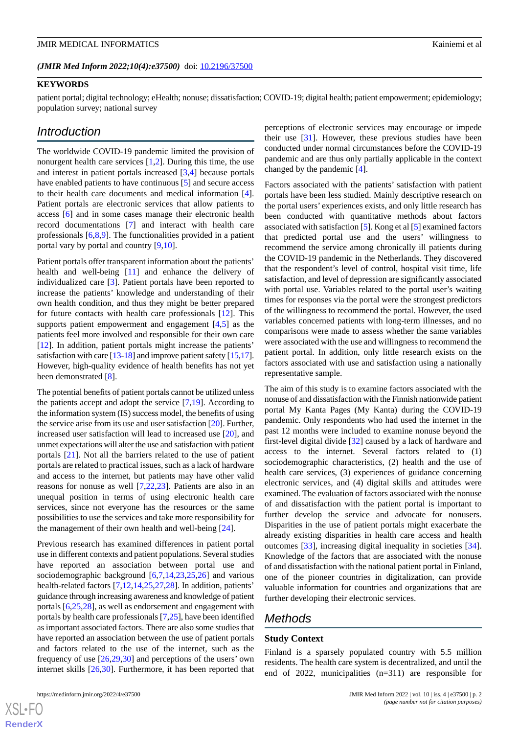(*JMIR Med Inform 2022;10(4):e37500*) doi: 10.2196/37500

**KEYWORDS**

patient portal; digital technology; eHealth; nonuse; dissatisfaction; COVID-19; digital health; patient empowerment; epidemiology; population survey; national survey

## Introduction

The worldwide COVID-19 pandemic limited the provision of nonurgent health care services [1,2]. During this time, the use and interest in patient portals increased [3,4] because portals have enabled patients to have continuous [5] and secure access to their health care documents and medical information [4]. Patient portals are electronic services that allow patients to access [6] and in some cases manage their electronic health record documentations [7] and interact with health care professionals [6,8,9]. The functionalities provided in a patient portal vary by portal and country [9,10].

Patient portals offer transparent information about the patients' health and well-being [11] and enhance the delivery of individualized care [3]. Patient portals have been reported to increase the patients' knowledge and understanding of their own health condition, and thus they might be better prepared for future contacts with health care professionals [12]. This supports patient empowerment and engagement [4,5] as the patients feel more involved and responsible for their own care [12]. In addition, patient portals might increase the patients' satisfaction with care [13-18] and improve patient safety [15,17]. However, high-quality evidence of health benefits has not yet been demonstrated [8].

The potential benefits of patient portals cannot be utilized unless the patients accept and adopt the service [7,19]. According to the information system (IS) success model, the benefits of using the service arise from its use and user satisfaction [20]. Further, increased user satisfaction will lead to increased use [20], and unmet expectations will alter the use and satisfaction with patient portals [21]. Not all the barriers related to the use of patient portals are related to practical issues, such as a lack of hardware and access to the internet, but patients may have other valid reasons for nonuse as well [7,22,23]. Patients are also in an unequal position in terms of using electronic health care services, since not everyone has the resources or the same possibilities to use the services and take more responsibility for the management of their own health and well-being [24].

Previous research has examined differences in patient portal use in different contexts and patient populations. Several studies have reported an association between portal use and sociodemographic background [6,7,14,23,25,26] and various health-related factors [7,12,14,25,27,28]. In addition, patients' guidance through increasing awareness and knowledge of patient portals [6,25,28], as well as endorsement and engagement with portals by health care professionals [7,25], have been identified as important associated factors. There are also some studies that have reported an association between the use of patient portals and factors related to the use of the internet, such as the frequency of use [26,29,30] and perceptions of the users' own internet skills [26,30]. Furthermore, it has been reported that perceptions of electronic services may encourage or impede their use [31]. However, these previous studies have been conducted under normal circumstances before the COVID-19 pandemic and are thus only partially applicable in the context changed by the pandemic [4].

Factors associated with the patients' satisfaction with patient portals have been less studied. Mainly descriptive research on the portal users' experiences exists, and only little research has been conducted with quantitative methods about factors associated with satisfaction [5]. Kong et al [5] examined factors that predicted portal use and the users' willingness to recommend the service among chronically ill patients during the COVID-19 pandemic in the Netherlands. They discovered that the respondent's level of control, hospital visit time, life satisfaction, and level of depression are significantly associated with portal use. Variables related to the portal user's waiting times for responses via the portal were the strongest predictors of the willingness to recommend the portal. However, the used variables concerned patients with long-term illnesses, and no comparisons were made to assess whether the same variables were associated with the use and willingness to recommend the patient portal. In addition, only little research exists on the factors associated with use and satisfaction using a nationally representative sample.

The aim of this study is to examine factors associated with the nonuse of and dissatisfaction with the Finnish nationwide patient portal My Kanta Pages (My Kanta) during the COVID-19 pandemic. Only respondents who had used the internet in the past 12 months were included to examine nonuse beyond the first-level digital divide [32] caused by a lack of hardware and access to the internet. Several factors related to (1) sociodemographic characteristics, (2) health and the use of health care services, (3) experiences of guidance concerning electronic services, and (4) digital skills and attitudes were examined. The evaluation of factors associated with the nonuse of and dissatisfaction with the patient portal is important to further develop the service and advocate for nonusers. Disparities in the use of patient portals might exacerbate the already existing disparities in health care access and health outcomes [33], increasing digital inequality in societies [34]. Knowledge of the factors that are associated with the nonuse of and dissatisfaction with the national patient portal in Finland, one of the pioneer countries in digitalization, can provide valuable information for countries and organizations that are further developing their electronic services.

## Methods

### Study Context

Finland is a sparsely populated country with 5.5 million residents. The health care system is decentralized, and until the end of 2022, municipalities (n=311) are responsible for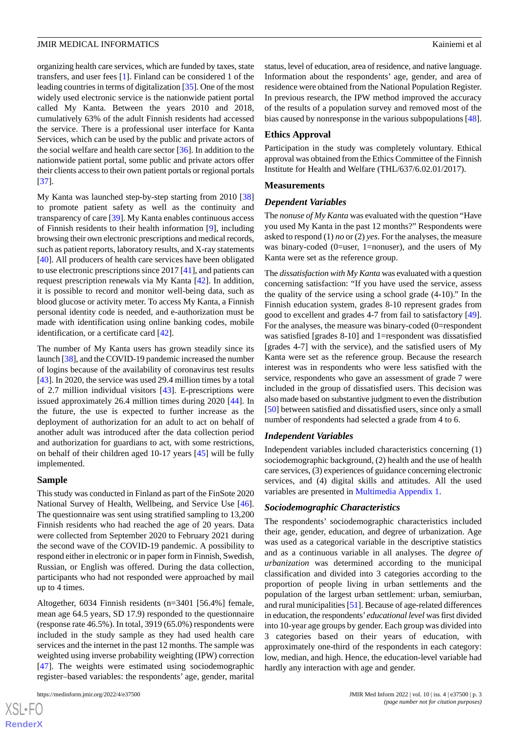organizing health care services, which are funded by taxes, state transfers, and user fees [1]. Finland can be considered 1 of the leading countries in terms of digitalization [35]. One of the most widely used electronic service is the nationwide patient portal called My Kanta. Between the years 2010 and 2018, cumulatively 63% of the adult Finnish residents had accessed the service. There is a professional user interface for Kanta Services, which can be used by the public and private actors of the social welfare and health care sector [36]. In addition to the nationwide patient portal, some public and private actors offer their clients access to their own patient portals or regional portals [37].

My Kanta was launched step-by-step starting from 2010 [38] to promote patient safety as well as the continuity and transparency of care [39]. My Kanta enables continuous access of Finnish residents to their health information [9], including browsing their own electronic prescriptions and medical records, such as patient reports, laboratory results, and X-ray statements [40]. All producers of health care services have been obligated to use electronic prescriptions since 2017 [41], and patients can request prescription renewals via My Kanta [42]. In addition, it is possible to record and monitor well-being data, such as blood glucose or activity meter. To access My Kanta, a Finnish personal identity code is needed, and e-authorization must be made with identification using online banking codes, mobile identification, or a certificate card [42].

The number of My Kanta users has grown steadily since its launch [38], and the COVID-19 pandemic increased the number of logins because of the availability of coronavirus test results [43]. In 2020, the service was used 29.4 million times by a total of 2.7 million individual visitors [43]. E-prescriptions were issued approximately 26.4 million times during 2020 [44]. In the future, the use is expected to further increase as the deployment of authorization for an adult to act on behalf of another adult was introduced after the data collection period and authorization for guardians to act, with some restrictions, on behalf of their children aged 10-17 years [45] will be fully implemented.

## Sample

This study was conducted in Finland as part of the FinSote 2020 National Survey of Health, Wellbeing, and Service Use [46]. The questionnaire was sent using stratified sampling to 13,200 Finnish residents who had reached the age of 20 years. Data were collected from September 2020 to February 2021 during the second wave of the COVID-19 pandemic. A possibility to respond either in electronic or in paper form in Finnish, Swedish, Russian, or English was offered. During the data collection, participants who had not responded were approached by mail up to 4 times.

Altogether, 6034 Finnish residents (n=3401 [56.4%] female, mean age 64.5 years, SD 17.9) responded to the questionnaire (response rate 46.5%). In total, 3919 (65.0%) respondents were included in the study sample as they had used health care services and the internet in the past 12 months. The sample was weighted using inverse probability weighting (IPW) correction [47]. The weights were estimated using sociodemographic register–based variables: the respondents' age, gender, marital status, level of education, area of residence, and native language. Information about the respondents' age, gender, and area of residence were obtained from the National Population Register. In previous research, the IPW method improved the accuracy of the results of a population survey and removed most of the bias caused by nonresponse in the various subpopulations [48].

## Ethics Approval

Participation in the study was completely voluntary. Ethical approval was obtained from the Ethics Committee of the Finnish Institute for Health and Welfare (THL/637/6.02.01/2017).

## Measurements

### Dependent Variables

The *nonuse of My Kanta* was evaluated with the question "Have you used My Kanta in the past 12 months?" Respondents were asked to respond (1) *no* or (2) *yes*. For the analyses, the measure was binary-coded (0=user, 1=nonuser), and the users of My Kanta were set as the reference group.

The *dissatisfaction with My Kanta* was evaluated with a question concerning satisfaction: "If you have used the service, assess the quality of the service using a school grade (4-10)." In the Finnish education system, grades 8-10 represent grades from good to excellent and grades 4-7 from fail to satisfactory [49]. For the analyses, the measure was binary-coded (0=respondent was satisfied [grades 8-10] and 1=respondent was dissatisfied [grades 4-7] with the service), and the satisfied users of My Kanta were set as the reference group. Because the research interest was in respondents who were less satisfied with the service, respondents who gave an assessment of grade 7 were included in the group of dissatisfied users. This decision was also made based on substantive judgment to even the distribution [50] between satisfied and dissatisfied users, since only a small number of respondents had selected a grade from 4 to 6.

### Independent Variables

Independent variables included characteristics concerning (1) sociodemographic background, (2) health and the use of health care services, (3) experiences of guidance concerning electronic services, and (4) digital skills and attitudes. All the used variables are presented in Multimedia Appendix 1.

### Sociodemographic Characteristics

The respondents' sociodemographic characteristics included their age, gender, education, and degree of urbanization. Age was used as a categorical variable in the descriptive statistics and as a continuous variable in all analyses. The *degree of urbanization* was determined according to the municipal classification and divided into 3 categories according to the proportion of people living in urban settlements and the population of the largest urban settlement: urban, semiurban, and rural municipalities [51]. Because of age-related differences in education, the respondents' *educational level* was first divided into 10-year age groups by gender. Each group was divided into 3 categories based on their years of education, with approximately one-third of the respondents in each category: low, median, and high. Hence, the education-level variable had hardly any interaction with age and gender.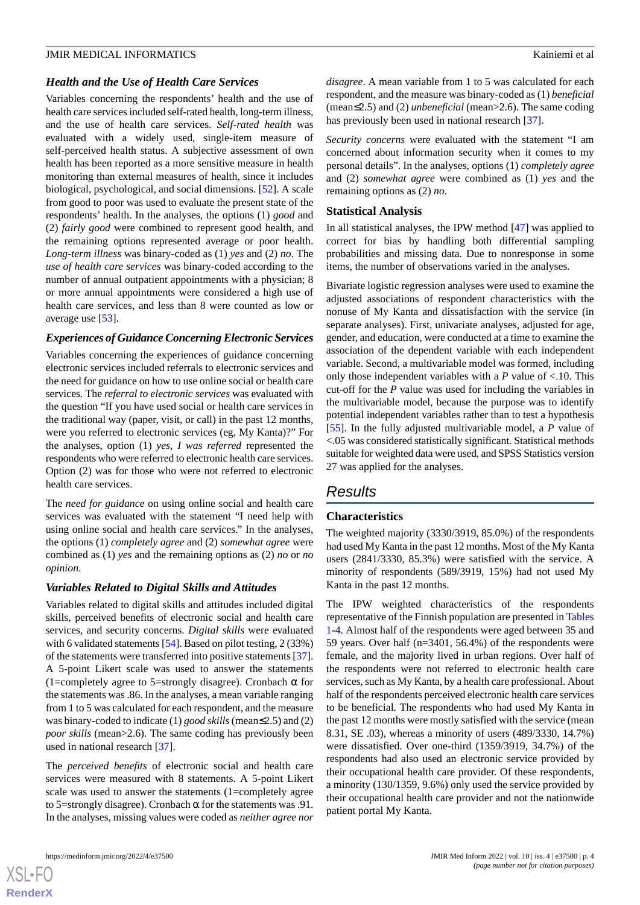### Health and the Use of Health Care Services

Variables concerning the respondents' health and the use of health care services included self-rated health, long-term illness, and the use of health care services. *Self-rated health* was evaluated with a widely used, single-item measure of self-perceived health status. A subjective assessment of own health has been reported as a more sensitive measure in health monitoring than external measures of health, since it includes biological, psychological, and social dimensions. [52]. A scale from good to poor was used to evaluate the present state of the respondents' health. In the analyses, the options (1) *good* and (2) *fairly good* were combined to represent good health, and the remaining options represented average or poor health. *Long-term illness* was binary-coded as (1) *yes* and (2) *no*. The *use of health care services* was binary-coded according to the number of annual outpatient appointments with a physician; 8 or more annual appointments were considered a high use of health care services, and less than 8 were counted as low or average use [53].

### Experiences of Guidance Concerning Electronic Services

Variables concerning the experiences of guidance concerning electronic services included referrals to electronic services and the need for guidance on how to use online social or health care services. The *referral to electronic services* was evaluated with the question "If you have used social or health care services in the traditional way (paper, visit, or call) in the past 12 months, were you referred to electronic services (eg, My Kanta)?" For the analyses, option (1) *yes, I was referred* represented the respondents who were referred to electronic health care services. Option (2) was for those who were not referred to electronic health care services.

The *need for guidance* on using online social and health care services was evaluated with the statement "I need help with using online social and health care services." In the analyses, the options (1) *completely agree* and (2) *somewhat agree* were combined as (1) *yes* and the remaining options as (2) *no* or *no opinion*.

### Variables Related to Digital Skills and Attitudes

Variables related to digital skills and attitudes included digital skills, perceived benefits of electronic social and health care services, and security concerns. *Digital skills* were evaluated with 6 validated statements [54]. Based on pilot testing, 2 (33%) of the statements were transferred into positive statements [37]. A 5-point Likert scale was used to answer the statements (1=completely agree to 5=strongly disagree). Cronbach α for the statements was .86. In the analyses, a mean variable ranging from 1 to 5 was calculated for each respondent, and the measure was binary-coded to indicate (1) *good skills* (mean≤2.5) and (2) *poor skills* (mean>2.6). The same coding has previously been used in national research [37].

The *perceived benefits* of electronic social and health care services were measured with 8 statements. A 5-point Likert scale was used to answer the statements (1=completely agree to 5=strongly disagree). Cronbach α for the statements was .91. In the analyses, missing values were coded as *neither agree nor disagree*. A mean variable from 1 to 5 was calculated for each respondent, and the measure was binary-coded as (1) *beneficial* (mean≤2.5) and (2) *unbeneficial* (mean>2.6). The same coding has previously been used in national research [37].

*Security concerns* were evaluated with the statement "I am concerned about information security when it comes to my personal details". In the analyses, options (1) *completely agree* and (2) *somewhat agree* were combined as (1) *yes* and the remaining options as (2) *no*.

### Statistical Analysis

In all statistical analyses, the IPW method [47] was applied to correct for bias by handling both differential sampling probabilities and missing data. Due to nonresponse in some items, the number of observations varied in the analyses.

Bivariate logistic regression analyses were used to examine the adjusted associations of respondent characteristics with the nonuse of My Kanta and dissatisfaction with the service (in separate analyses). First, univariate analyses, adjusted for age, gender, and education, were conducted at a time to examine the association of the dependent variable with each independent variable. Second, a multivariable model was formed, including only those independent variables with a *P* value of <.10. This cut-off for the *P* value was used for including the variables in the multivariable model, because the purpose was to identify potential independent variables rather than to test a hypothesis [55]. In the fully adjusted multivariable model, a *P* value of <.05 was considered statistically significant. Statistical methods suitable for weighted data were used, and SPSS Statistics version 27 was applied for the analyses.

## Results

### Characteristics

The weighted majority (3330/3919, 85.0%) of the respondents had used My Kanta in the past 12 months. Most of the My Kanta users (2841/3330, 85.3%) were satisfied with the service. A minority of respondents (589/3919, 15%) had not used My Kanta in the past 12 months.

The IPW weighted characteristics of the respondents representative of the Finnish population are presented in Tables 1-4. Almost half of the respondents were aged between 35 and 59 years. Over half (n=3401, 56.4%) of the respondents were female, and the majority lived in urban regions. Over half of the respondents were not referred to electronic health care services, such as My Kanta, by a health care professional. About half of the respondents perceived electronic health care services to be beneficial. The respondents who had used My Kanta in the past 12 months were mostly satisfied with the service (mean 8.31, SE .03), whereas a minority of users (489/3330, 14.7%) were dissatisfied. Over one-third (1359/3919, 34.7%) of the respondents had also used an electronic service provided by their occupational health care provider. Of these respondents, a minority (130/1359, 9.6%) only used the service provided by their occupational health care provider and not the nationwide patient portal My Kanta.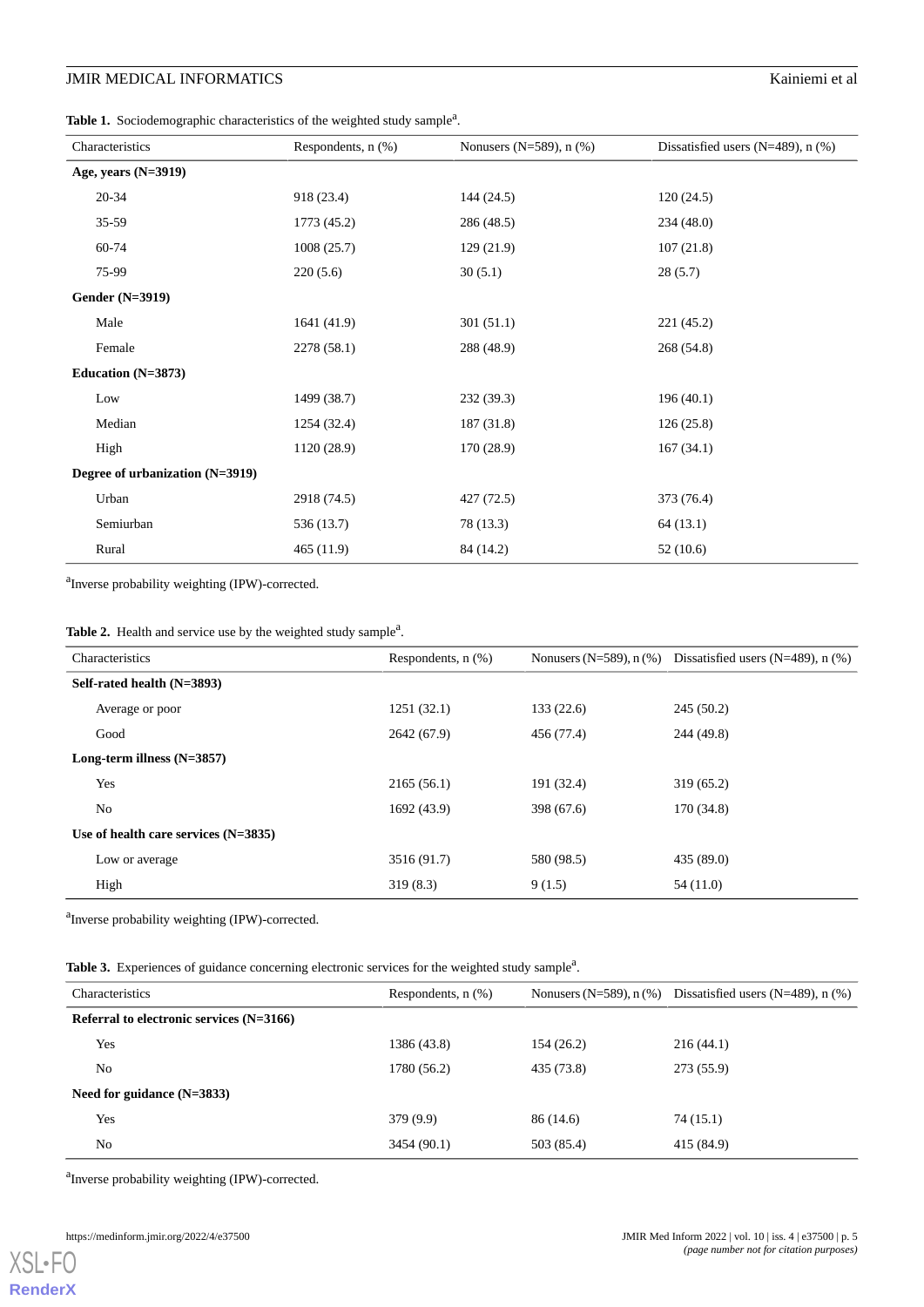**Table 1.** Sociodemographic characteristics of the weighted study sample[a].

| Characteristics | Respondents, n (%) | Nonusers (N=589), n (%) | Dissatisfied users (N=489), n (%) |
|---|---|---|---|
| **Age, years (N=3919)** | | | |
| 20-34 | 918 (23.4) | 144 (24.5) | 120 (24.5) |
| 35-59 | 1773 (45.2) | 286 (48.5) | 234 (48.0) |
| 60-74 | 1008 (25.7) | 129 (21.9) | 107 (21.8) |
| 75-99 | 220 (5.6) | 30 (5.1) | 28 (5.7) |
| **Gender (N=3919)** | | | |
| Male | 1641 (41.9) | 301 (51.1) | 221 (45.2) |
| Female | 2278 (58.1) | 288 (48.9) | 268 (54.8) |
| **Education (N=3873)** | | | |
| Low | 1499 (38.7) | 232 (39.3) | 196 (40.1) |
| Median | 1254 (32.4) | 187 (31.8) | 126 (25.8) |
| High | 1120 (28.9) | 170 (28.9) | 167 (34.1) |
| **Degree of urbanization (N=3919)** | | | |
| Urban | 2918 (74.5) | 427 (72.5) | 373 (76.4) |
| Semiurban | 536 (13.7) | 78 (13.3) | 64 (13.1) |
| Rural | 465 (11.9) | 84 (14.2) | 52 (10.6) |

[a]Inverse probability weighting (IPW)-corrected.

**Table 2.** Health and service use by the weighted study sample[a].

| Characteristics | Respondents, n (%) | Nonusers (N=589), n (%) | Dissatisfied users (N=489), n (%) |
|---|---|---|---|
| **Self-rated health (N=3893)** | | | |
| Average or poor | 1251 (32.1) | 133 (22.6) | 245 (50.2) |
| Good | 2642 (67.9) | 456 (77.4) | 244 (49.8) |
| **Long-term illness (N=3857)** | | | |
| Yes | 2165 (56.1) | 191 (32.4) | 319 (65.2) |
| No | 1692 (43.9) | 398 (67.6) | 170 (34.8) |
| **Use of health care services (N=3835)** | | | |
| Low or average | 3516 (91.7) | 580 (98.5) | 435 (89.0) |
| High | 319 (8.3) | 9 (1.5) | 54 (11.0) |

[a]Inverse probability weighting (IPW)-corrected.

**Table 3.** Experiences of guidance concerning electronic services for the weighted study sample[a].

| Characteristics | Respondents, n (%) | Nonusers (N=589), n (%) | Dissatisfied users (N=489), n (%) |
|---|---|---|---|
| **Referral to electronic services (N=3166)** | | | |
| Yes | 1386 (43.8) | 154 (26.2) | 216 (44.1) |
| No | 1780 (56.2) | 435 (73.8) | 273 (55.9) |
| **Need for guidance (N=3833)** | | | |
| Yes | 379 (9.9) | 86 (14.6) | 74 (15.1) |
| No | 3454 (90.1) | 503 (85.4) | 415 (84.9) |

[a]Inverse probability weighting (IPW)-corrected.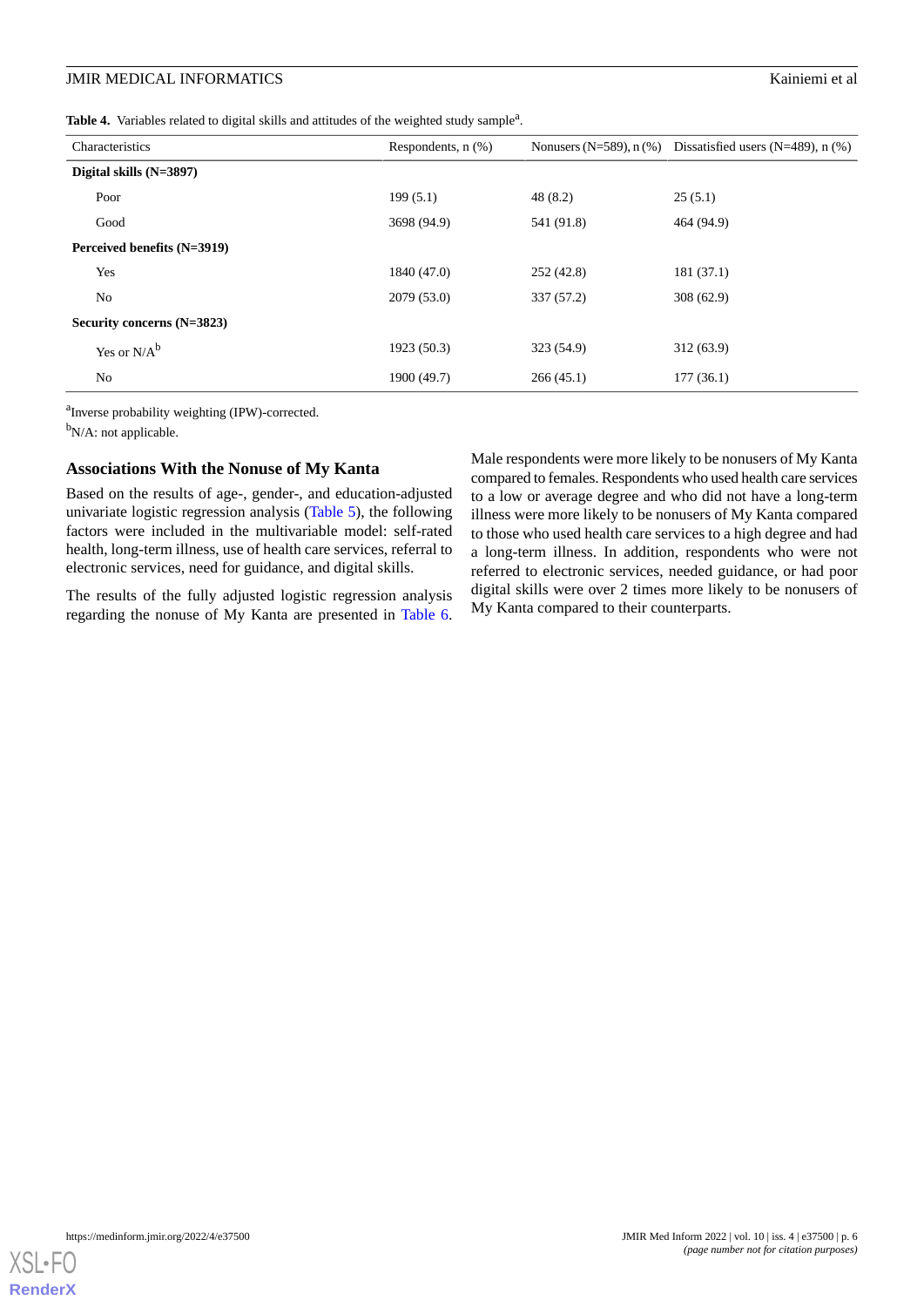**Table 4.** Variables related to digital skills and attitudes of the weighted study sample[a].

| Characteristics | Respondents, n (%) | Nonusers (N=589), n (%) | Dissatisfied users (N=489), n (%) |
|---|---|---|---|
| **Digital skills (N=3897)** | | | |
| Poor | 199 (5.1) | 48 (8.2) | 25 (5.1) |
| Good | 3698 (94.9) | 541 (91.8) | 464 (94.9) |
| **Perceived benefits (N=3919)** | | | |
| Yes | 1840 (47.0) | 252 (42.8) | 181 (37.1) |
| No | 2079 (53.0) | 337 (57.2) | 308 (62.9) |
| **Security concerns (N=3823)** | | | |
| Yes or N/A[b] | 1923 (50.3) | 323 (54.9) | 312 (63.9) |
| No | 1900 (49.7) | 266 (45.1) | 177 (36.1) |

[a]Inverse probability weighting (IPW)-corrected.

[b]N/A: not applicable.

### Associations With the Nonuse of My Kanta

Based on the results of age-, gender-, and education-adjusted univariate logistic regression analysis (Table 5), the following factors were included in the multivariable model: self-rated health, long-term illness, use of health care services, referral to electronic services, need for guidance, and digital skills.

The results of the fully adjusted logistic regression analysis regarding the nonuse of My Kanta are presented in Table 6. Male respondents were more likely to be nonusers of My Kanta compared to females. Respondents who used health care services to a low or average degree and who did not have a long-term illness were more likely to be nonusers of My Kanta compared to those who used health care services to a high degree and had a long-term illness. In addition, respondents who were not referred to electronic services, needed guidance, or had poor digital skills were over 2 times more likely to be nonusers of My Kanta compared to their counterparts.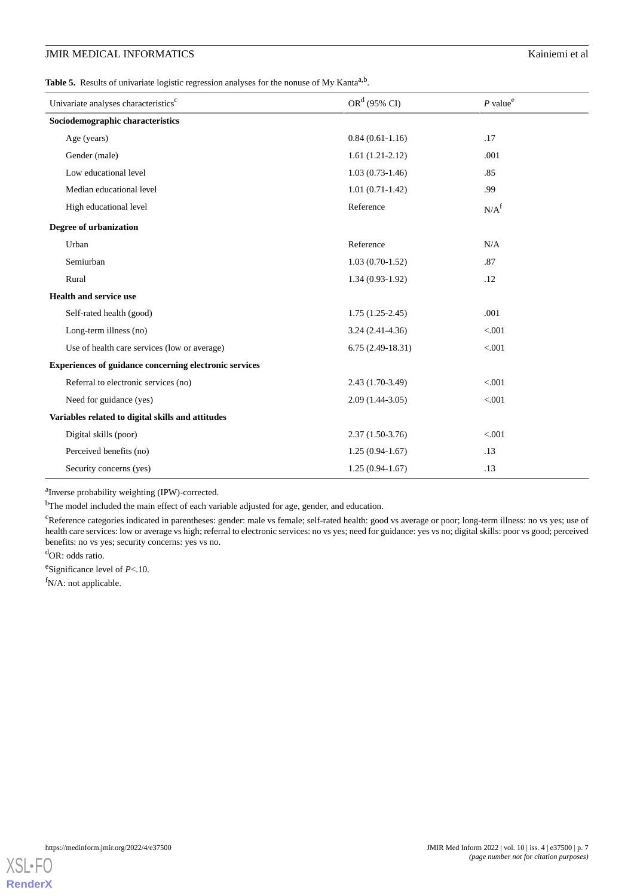**Table 5.** Results of univariate logistic regression analyses for the nonuse of My Kanta[a,b].

| Univariate analyses characteristics[c] | OR[d] (95% CI) | *P* value[e] |
|---|---|---|
| **Sociodemographic characteristics** | | |
| Age (years) | 0.84 (0.61-1.16) | .17 |
| Gender (male) | 1.61 (1.21-2.12) | .001 |
| Low educational level | 1.03 (0.73-1.46) | .85 |
| Median educational level | 1.01 (0.71-1.42) | .99 |
| High educational level | Reference | N/A[f] |
| **Degree of urbanization** | | |
| Urban | Reference | N/A |
| Semiurban | 1.03 (0.70-1.52) | .87 |
| Rural | 1.34 (0.93-1.92) | .12 |
| **Health and service use** | | |
| Self-rated health (good) | 1.75 (1.25-2.45) | .001 |
| Long-term illness (no) | 3.24 (2.41-4.36) | <.001 |
| Use of health care services (low or average) | 6.75 (2.49-18.31) | <.001 |
| **Experiences of guidance concerning electronic services** | | |
| Referral to electronic services (no) | 2.43 (1.70-3.49) | <.001 |
| Need for guidance (yes) | 2.09 (1.44-3.05) | <.001 |
| **Variables related to digital skills and attitudes** | | |
| Digital skills (poor) | 2.37 (1.50-3.76) | <.001 |
| Perceived benefits (no) | 1.25 (0.94-1.67) | .13 |
| Security concerns (yes) | 1.25 (0.94-1.67) | .13 |

[a]Inverse probability weighting (IPW)-corrected.

[b]The model included the main effect of each variable adjusted for age, gender, and education.

[c]Reference categories indicated in parentheses: gender: male vs female; self-rated health: good vs average or poor; long-term illness: no vs yes; use of health care services: low or average vs high; referral to electronic services: no vs yes; need for guidance: yes vs no; digital skills: poor vs good; perceived benefits: no vs yes; security concerns: yes vs no.

[d]OR: odds ratio.

[e]Significance level of *P*<.10.

[f]N/A: not applicable.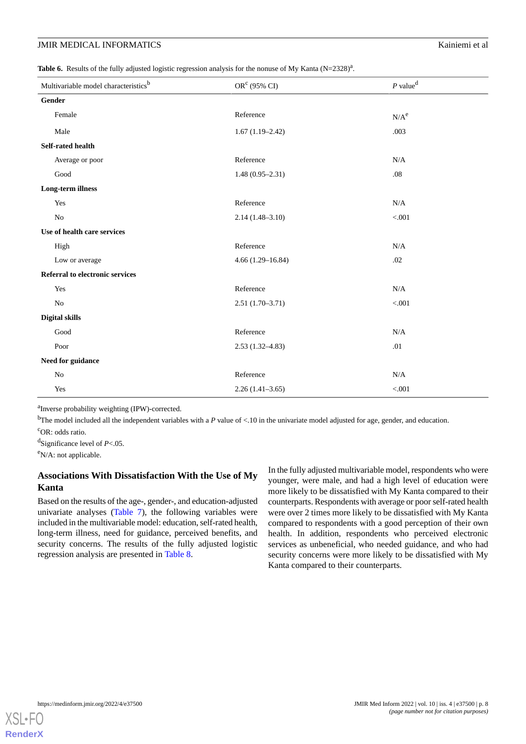**Table 6.** Results of the fully adjusted logistic regression analysis for the nonuse of My Kanta (N=2328)[a].

| Multivariable model characteristics[b] | OR[c] (95% CI) | *P* value[d] |
|---|---|---|
| **Gender** | | |
| Female | Reference | N/A[e] |
| Male | 1.67 (1.19–2.42) | .003 |
| **Self-rated health** | | |
| Average or poor | Reference | N/A |
| Good | 1.48 (0.95–2.31) | .08 |
| **Long-term illness** | | |
| Yes | Reference | N/A |
| No | 2.14 (1.48–3.10) | <.001 |
| **Use of health care services** | | |
| High | Reference | N/A |
| Low or average | 4.66 (1.29–16.84) | .02 |
| **Referral to electronic services** | | |
| Yes | Reference | N/A |
| No | 2.51 (1.70–3.71) | <.001 |
| **Digital skills** | | |
| Good | Reference | N/A |
| Poor | 2.53 (1.32–4.83) | .01 |
| **Need for guidance** | | |
| No | Reference | N/A |
| Yes | 2.26 (1.41–3.65) | <.001 |

[a]Inverse probability weighting (IPW)-corrected.

[b]The model included all the independent variables with a *P* value of <.10 in the univariate model adjusted for age, gender, and education.

[c]OR: odds ratio.

[d]Significance level of *P*<.05.

[e]N/A: not applicable.

### Associations With Dissatisfaction With the Use of My Kanta

Based on the results of the age-, gender-, and education-adjusted univariate analyses (Table 7), the following variables were included in the multivariable model: education, self-rated health, long-term illness, need for guidance, perceived benefits, and security concerns. The results of the fully adjusted logistic regression analysis are presented in Table 8.

In the fully adjusted multivariable model, respondents who were younger, were male, and had a high level of education were more likely to be dissatisfied with My Kanta compared to their counterparts. Respondents with average or poor self-rated health were over 2 times more likely to be dissatisfied with My Kanta compared to respondents with a good perception of their own health. In addition, respondents who perceived electronic services as unbeneficial, who needed guidance, and who had security concerns were more likely to be dissatisfied with My Kanta compared to their counterparts.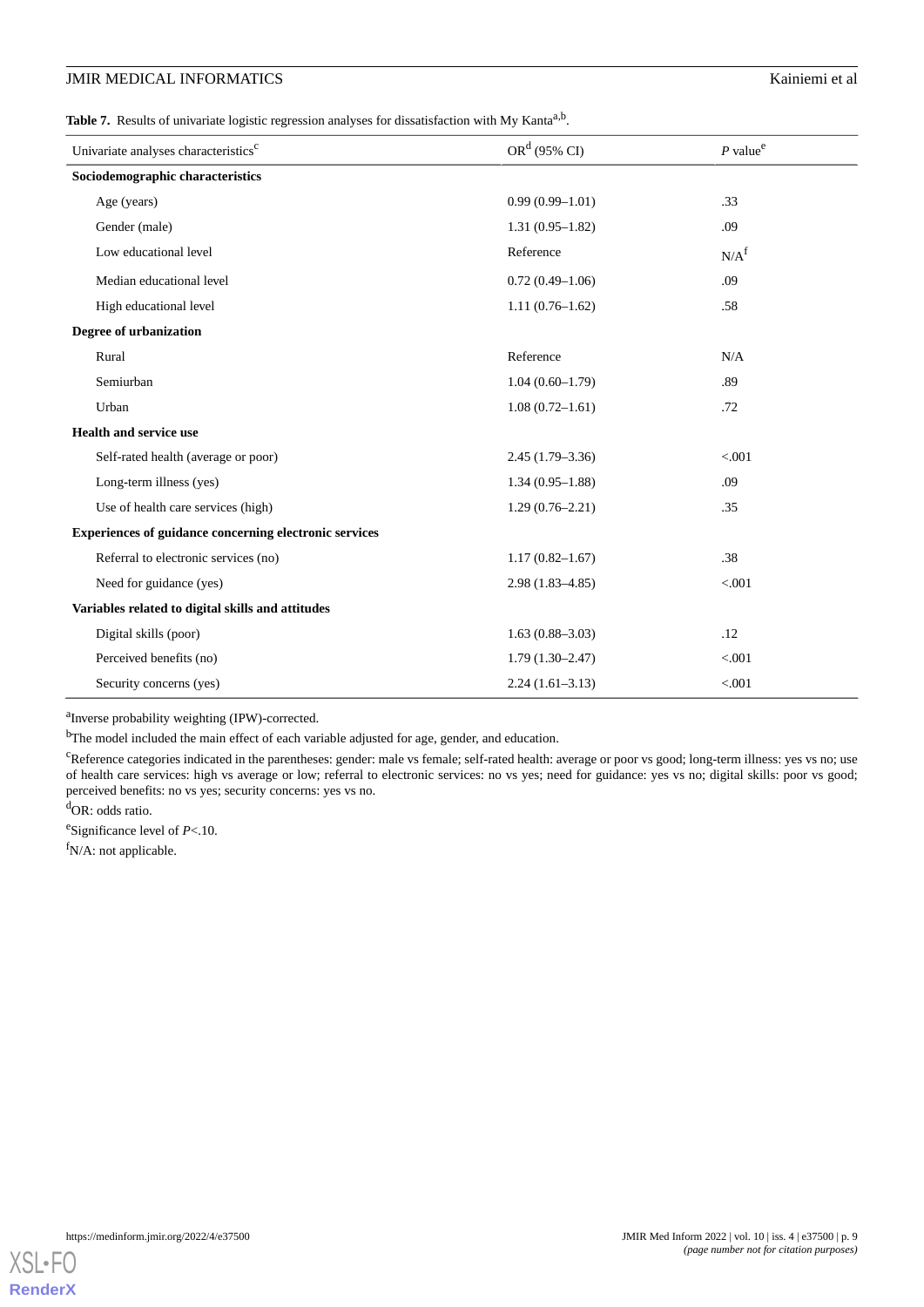**Table 7.** Results of univariate logistic regression analyses for dissatisfaction with My Kanta[a,b].

| Univariate analyses characteristics[c] | OR[d] (95% CI) | *P* value[e] |
|---|---|---|
| **Sociodemographic characteristics** | | |
| Age (years) | 0.99 (0.99–1.01) | .33 |
| Gender (male) | 1.31 (0.95–1.82) | .09 |
| Low educational level | Reference | N/A[f] |
| Median educational level | 0.72 (0.49–1.06) | .09 |
| High educational level | 1.11 (0.76–1.62) | .58 |
| **Degree of urbanization** | | |
| Rural | Reference | N/A |
| Semiurban | 1.04 (0.60–1.79) | .89 |
| Urban | 1.08 (0.72–1.61) | .72 |
| **Health and service use** | | |
| Self-rated health (average or poor) | 2.45 (1.79–3.36) | <.001 |
| Long-term illness (yes) | 1.34 (0.95–1.88) | .09 |
| Use of health care services (high) | 1.29 (0.76–2.21) | .35 |
| **Experiences of guidance concerning electronic services** | | |
| Referral to electronic services (no) | 1.17 (0.82–1.67) | .38 |
| Need for guidance (yes) | 2.98 (1.83–4.85) | <.001 |
| **Variables related to digital skills and attitudes** | | |
| Digital skills (poor) | 1.63 (0.88–3.03) | .12 |
| Perceived benefits (no) | 1.79 (1.30–2.47) | <.001 |
| Security concerns (yes) | 2.24 (1.61–3.13) | <.001 |

[a]Inverse probability weighting (IPW)-corrected.

[b]The model included the main effect of each variable adjusted for age, gender, and education.

[c]Reference categories indicated in the parentheses: gender: male vs female; self-rated health: average or poor vs good; long-term illness: yes vs no; use of health care services: high vs average or low; referral to electronic services: no vs yes; need for guidance: yes vs no; digital skills: poor vs good; perceived benefits: no vs yes; security concerns: yes vs no.

[d]OR: odds ratio.

[e]Significance level of $P<.10$.

[f]N/A: not applicable.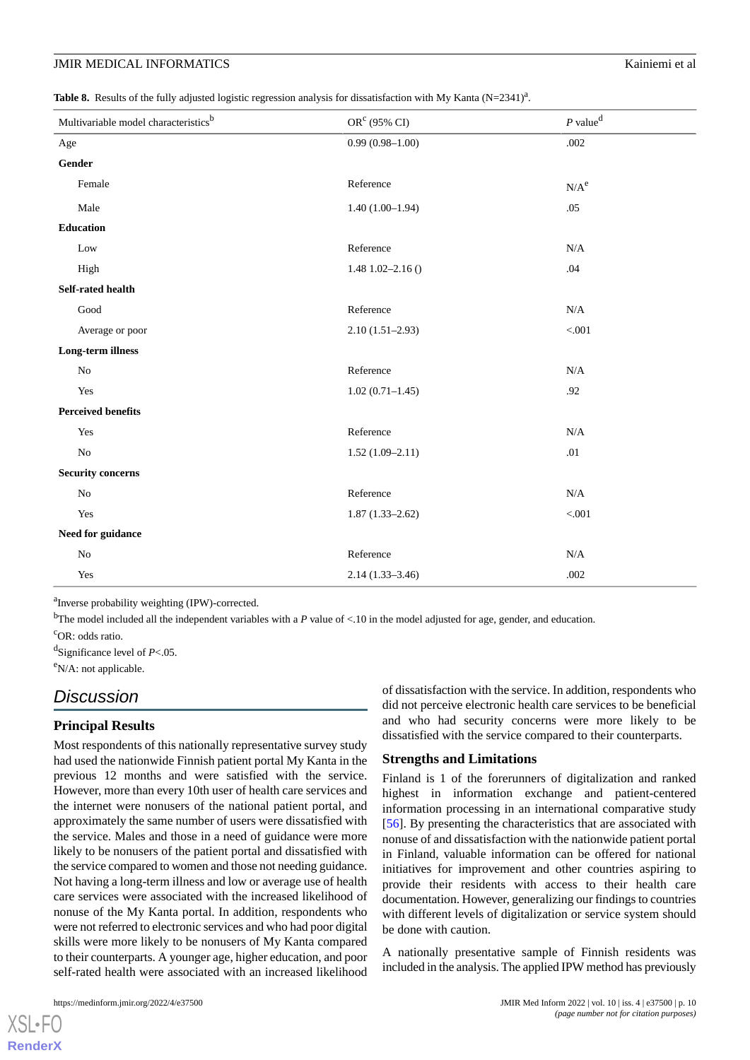**Table 8.** Results of the fully adjusted logistic regression analysis for dissatisfaction with My Kanta (N=2341)[a].

| Multivariable model characteristics[b] | OR[c] (95% CI) | *P* value[d] |
|---|---|---|
| Age | 0.99 (0.98–1.00) | .002 |
| **Gender** | | |
| Female | Reference | N/A[e] |
| Male | 1.40 (1.00–1.94) | .05 |
| **Education** | | |
| Low | Reference | N/A |
| High | 1.48 1.02–2.16 () | .04 |
| **Self-rated health** | | |
| Good | Reference | N/A |
| Average or poor | 2.10 (1.51–2.93) | <.001 |
| **Long-term illness** | | |
| No | Reference | N/A |
| Yes | 1.02 (0.71–1.45) | .92 |
| **Perceived benefits** | | |
| Yes | Reference | N/A |
| No | 1.52 (1.09–2.11) | .01 |
| **Security concerns** | | |
| No | Reference | N/A |
| Yes | 1.87 (1.33–2.62) | <.001 |
| **Need for guidance** | | |
| No | Reference | N/A |
| Yes | 2.14 (1.33–3.46) | .002 |

[a]Inverse probability weighting (IPW)-corrected.

[b]The model included all the independent variables with a *P* value of <.10 in the model adjusted for age, gender, and education.

[c]OR: odds ratio.

[d]Significance level of *P*<.05.

[e]N/A: not applicable.

## Discussion

### Principal Results

Most respondents of this nationally representative survey study had used the nationwide Finnish patient portal My Kanta in the previous 12 months and were satisfied with the service. However, more than every 10th user of health care services and the internet were nonusers of the national patient portal, and approximately the same number of users were dissatisfied with the service. Males and those in a need of guidance were more likely to be nonusers of the patient portal and dissatisfied with the service compared to women and those not needing guidance. Not having a long-term illness and low or average use of health care services were associated with the increased likelihood of nonuse of the My Kanta portal. In addition, respondents who were not referred to electronic services and who had poor digital skills were more likely to be nonusers of My Kanta compared to their counterparts. A younger age, higher education, and poor self-rated health were associated with an increased likelihood of dissatisfaction with the service. In addition, respondents who did not perceive electronic health care services to be beneficial and who had security concerns were more likely to be dissatisfied with the service compared to their counterparts.

### Strengths and Limitations

Finland is 1 of the forerunners of digitalization and ranked highest in information exchange and patient-centered information processing in an international comparative study [56]. By presenting the characteristics that are associated with nonuse of and dissatisfaction with the nationwide patient portal in Finland, valuable information can be offered for national initiatives for improvement and other countries aspiring to provide their residents with access to their health care documentation. However, generalizing our findings to countries with different levels of digitalization or service system should be done with caution.

A nationally presentative sample of Finnish residents was included in the analysis. The applied IPW method has previously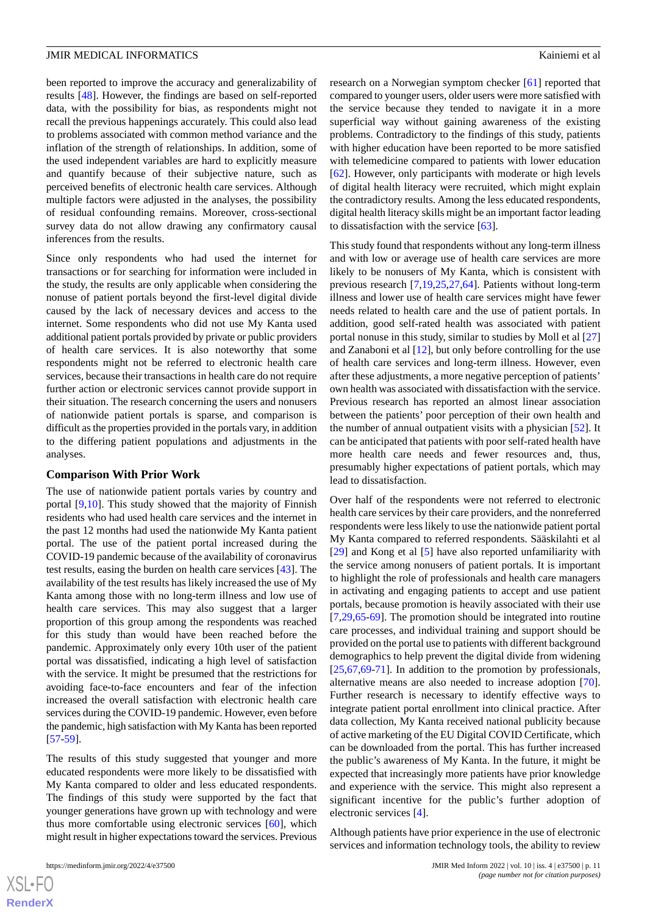been reported to improve the accuracy and generalizability of results [48]. However, the findings are based on self-reported data, with the possibility for bias, as respondents might not recall the previous happenings accurately. This could also lead to problems associated with common method variance and the inflation of the strength of relationships. In addition, some of the used independent variables are hard to explicitly measure and quantify because of their subjective nature, such as perceived benefits of electronic health care services. Although multiple factors were adjusted in the analyses, the possibility of residual confounding remains. Moreover, cross-sectional survey data do not allow drawing any confirmatory causal inferences from the results.

Since only respondents who had used the internet for transactions or for searching for information were included in the study, the results are only applicable when considering the nonuse of patient portals beyond the first-level digital divide caused by the lack of necessary devices and access to the internet. Some respondents who did not use My Kanta used additional patient portals provided by private or public providers of health care services. It is also noteworthy that some respondents might not be referred to electronic health care services, because their transactions in health care do not require further action or electronic services cannot provide support in their situation. The research concerning the users and nonusers of nationwide patient portals is sparse, and comparison is difficult as the properties provided in the portals vary, in addition to the differing patient populations and adjustments in the analyses.

### Comparison With Prior Work

The use of nationwide patient portals varies by country and portal [9,10]. This study showed that the majority of Finnish residents who had used health care services and the internet in the past 12 months had used the nationwide My Kanta patient portal. The use of the patient portal increased during the COVID-19 pandemic because of the availability of coronavirus test results, easing the burden on health care services [43]. The availability of the test results has likely increased the use of My Kanta among those with no long-term illness and low use of health care services. This may also suggest that a larger proportion of this group among the respondents was reached for this study than would have been reached before the pandemic. Approximately only every 10th user of the patient portal was dissatisfied, indicating a high level of satisfaction with the service. It might be presumed that the restrictions for avoiding face-to-face encounters and fear of the infection increased the overall satisfaction with electronic health care services during the COVID-19 pandemic. However, even before the pandemic, high satisfaction with My Kanta has been reported [57-59].

The results of this study suggested that younger and more educated respondents were more likely to be dissatisfied with My Kanta compared to older and less educated respondents. The findings of this study were supported by the fact that younger generations have grown up with technology and were thus more comfortable using electronic services [60], which might result in higher expectations toward the services. Previous research on a Norwegian symptom checker [61] reported that compared to younger users, older users were more satisfied with the service because they tended to navigate it in a more superficial way without gaining awareness of the existing problems. Contradictory to the findings of this study, patients with higher education have been reported to be more satisfied with telemedicine compared to patients with lower education [62]. However, only participants with moderate or high levels of digital health literacy were recruited, which might explain the contradictory results. Among the less educated respondents, digital health literacy skills might be an important factor leading to dissatisfaction with the service [63].

This study found that respondents without any long-term illness and with low or average use of health care services are more likely to be nonusers of My Kanta, which is consistent with previous research [7,19,25,27,64]. Patients without long-term illness and lower use of health care services might have fewer needs related to health care and the use of patient portals. In addition, good self-rated health was associated with patient portal nonuse in this study, similar to studies by Moll et al [27] and Zanaboni et al [12], but only before controlling for the use of health care services and long-term illness. However, even after these adjustments, a more negative perception of patients' own health was associated with dissatisfaction with the service. Previous research has reported an almost linear association between the patients' poor perception of their own health and the number of annual outpatient visits with a physician [52]. It can be anticipated that patients with poor self-rated health have more health care needs and fewer resources and, thus, presumably higher expectations of patient portals, which may lead to dissatisfaction.

Over half of the respondents were not referred to electronic health care services by their care providers, and the nonreferred respondents were less likely to use the nationwide patient portal My Kanta compared to referred respondents. Sääskilahti et al [29] and Kong et al [5] have also reported unfamiliarity with the service among nonusers of patient portals. It is important to highlight the role of professionals and health care managers in activating and engaging patients to accept and use patient portals, because promotion is heavily associated with their use [7,29,65-69]. The promotion should be integrated into routine care processes, and individual training and support should be provided on the portal use to patients with different background demographics to help prevent the digital divide from widening [25,67,69-71]. In addition to the promotion by professionals, alternative means are also needed to increase adoption [70]. Further research is necessary to identify effective ways to integrate patient portal enrollment into clinical practice. After data collection, My Kanta received national publicity because of active marketing of the EU Digital COVID Certificate, which can be downloaded from the portal. This has further increased the public's awareness of My Kanta. In the future, it might be expected that increasingly more patients have prior knowledge and experience with the service. This might also represent a significant incentive for the public's further adoption of electronic services [4].

Although patients have prior experience in the use of electronic services and information technology tools, the ability to review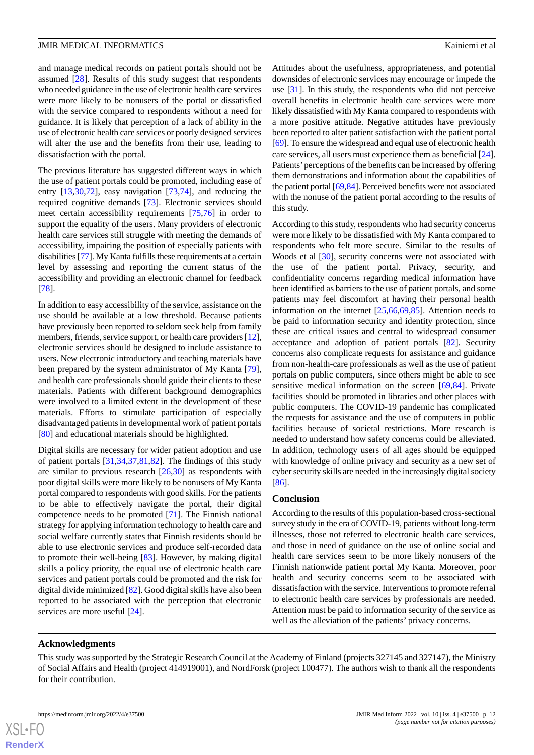and manage medical records on patient portals should not be assumed [28]. Results of this study suggest that respondents who needed guidance in the use of electronic health care services were more likely to be nonusers of the portal or dissatisfied with the service compared to respondents without a need for guidance. It is likely that perception of a lack of ability in the use of electronic health care services or poorly designed services will alter the use and the benefits from their use, leading to dissatisfaction with the portal.

The previous literature has suggested different ways in which the use of patient portals could be promoted, including ease of entry [13,30,72], easy navigation [73,74], and reducing the required cognitive demands [73]. Electronic services should meet certain accessibility requirements [75,76] in order to support the equality of the users. Many providers of electronic health care services still struggle with meeting the demands of accessibility, impairing the position of especially patients with disabilities [77]. My Kanta fulfills these requirements at a certain level by assessing and reporting the current status of the accessibility and providing an electronic channel for feedback [78].

In addition to easy accessibility of the service, assistance on the use should be available at a low threshold. Because patients have previously been reported to seldom seek help from family members, friends, service support, or health care providers [12], electronic services should be designed to include assistance to users. New electronic introductory and teaching materials have been prepared by the system administrator of My Kanta [79], and health care professionals should guide their clients to these materials. Patients with different background demographics were involved to a limited extent in the development of these materials. Efforts to stimulate participation of especially disadvantaged patients in developmental work of patient portals [80] and educational materials should be highlighted.

Digital skills are necessary for wider patient adoption and use of patient portals [31,34,37,81,82]. The findings of this study are similar to previous research [26,30] as respondents with poor digital skills were more likely to be nonusers of My Kanta portal compared to respondents with good skills. For the patients to be able to effectively navigate the portal, their digital competence needs to be promoted [71]. The Finnish national strategy for applying information technology to health care and social welfare currently states that Finnish residents should be able to use electronic services and produce self-recorded data to promote their well-being [83]. However, by making digital skills a policy priority, the equal use of electronic health care services and patient portals could be promoted and the risk for digital divide minimized [82]. Good digital skills have also been reported to be associated with the perception that electronic services are more useful [24].

Attitudes about the usefulness, appropriateness, and potential downsides of electronic services may encourage or impede the use [31]. In this study, the respondents who did not perceive overall benefits in electronic health care services were more likely dissatisfied with My Kanta compared to respondents with a more positive attitude. Negative attitudes have previously been reported to alter patient satisfaction with the patient portal [69]. To ensure the widespread and equal use of electronic health care services, all users must experience them as beneficial [24]. Patients' perceptions of the benefits can be increased by offering them demonstrations and information about the capabilities of the patient portal [69,84]. Perceived benefits were not associated with the nonuse of the patient portal according to the results of this study.

According to this study, respondents who had security concerns were more likely to be dissatisfied with My Kanta compared to respondents who felt more secure. Similar to the results of Woods et al [30], security concerns were not associated with the use of the patient portal. Privacy, security, and confidentiality concerns regarding medical information have been identified as barriers to the use of patient portals, and some patients may feel discomfort at having their personal health information on the internet [25,66,69,85]. Attention needs to be paid to information security and identity protection, since these are critical issues and central to widespread consumer acceptance and adoption of patient portals [82]. Security concerns also complicate requests for assistance and guidance from non-health-care professionals as well as the use of patient portals on public computers, since others might be able to see sensitive medical information on the screen [69,84]. Private facilities should be promoted in libraries and other places with public computers. The COVID-19 pandemic has complicated the requests for assistance and the use of computers in public facilities because of societal restrictions. More research is needed to understand how safety concerns could be alleviated. In addition, technology users of all ages should be equipped with knowledge of online privacy and security as a new set of cyber security skills are needed in the increasingly digital society [86].

## Conclusion

According to the results of this population-based cross-sectional survey study in the era of COVID-19, patients without long-term illnesses, those not referred to electronic health care services, and those in need of guidance on the use of online social and health care services seem to be more likely nonusers of the Finnish nationwide patient portal My Kanta. Moreover, poor health and security concerns seem to be associated with dissatisfaction with the service. Interventions to promote referral to electronic health care services by professionals are needed. Attention must be paid to information security of the service as well as the alleviation of the patients' privacy concerns.

## Acknowledgments

This study was supported by the Strategic Research Council at the Academy of Finland (projects 327145 and 327147), the Ministry of Social Affairs and Health (project 414919001), and NordForsk (project 100477). The authors wish to thank all the respondents for their contribution.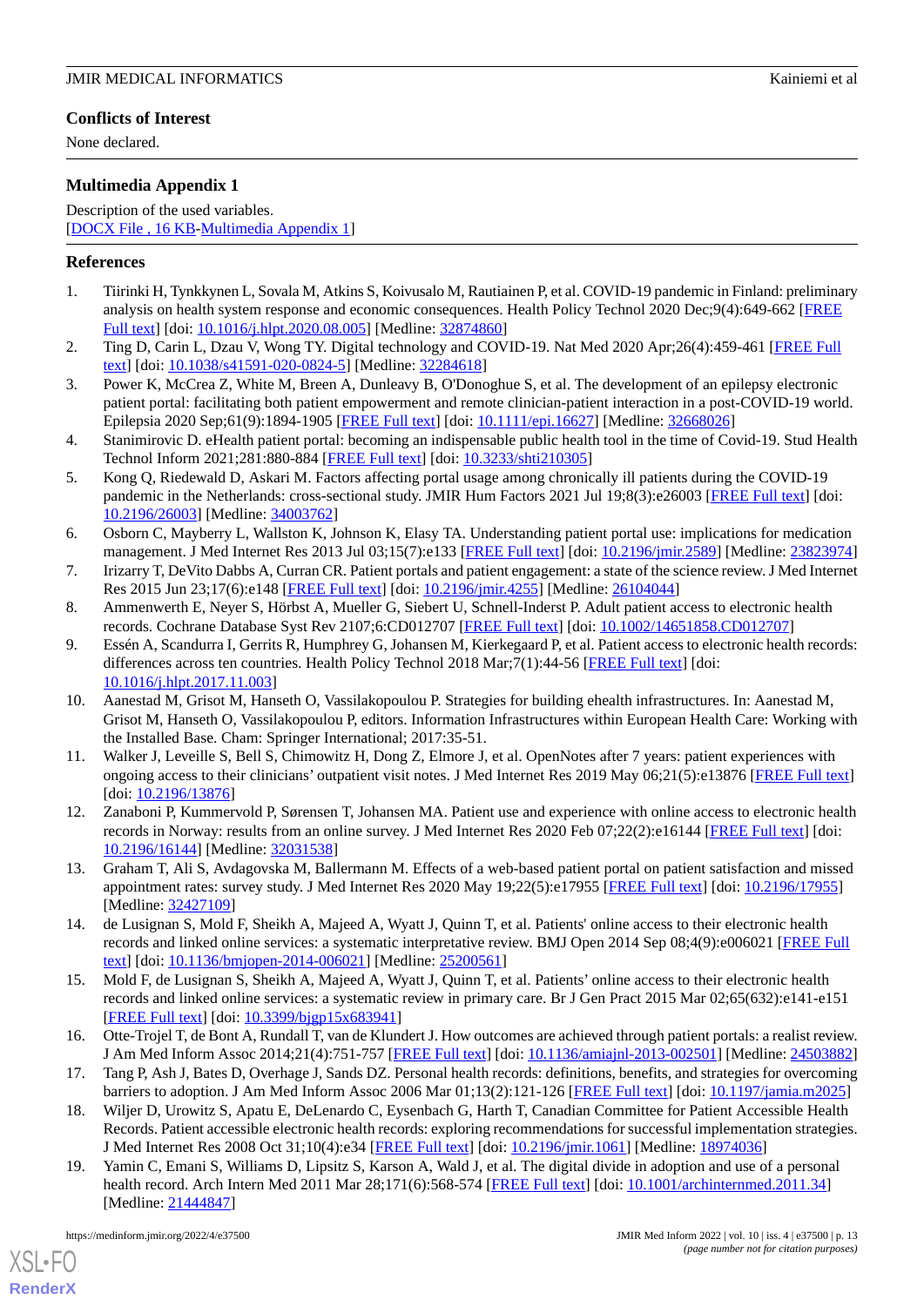## Conflicts of Interest

None declared.

## Multimedia Appendix 1

Description of the used variables.

[DOCX File , 16 KB-Multimedia Appendix 1]

## References

1. Tiirinki H, Tynkkynen L, Sovala M, Atkins S, Koivusalo M, Rautiainen P, et al. COVID-19 pandemic in Finland: preliminary analysis on health system response and economic consequences. Health Policy Technol 2020 Dec;9(4):649-662 [FREE Full text] [doi: 10.1016/j.hlpt.2020.08.005] [Medline: 32874860]
2. Ting D, Carin L, Dzau V, Wong TY. Digital technology and COVID-19. Nat Med 2020 Apr;26(4):459-461 [FREE Full text] [doi: 10.1038/s41591-020-0824-5] [Medline: 32284618]
3. Power K, McCrea Z, White M, Breen A, Dunleavy B, O'Donoghue S, et al. The development of an epilepsy electronic patient portal: facilitating both patient empowerment and remote clinician-patient interaction in a post-COVID-19 world. Epilepsia 2020 Sep;61(9):1894-1905 [FREE Full text] [doi: 10.1111/epi.16627] [Medline: 32668026]
4. Stanimirovic D. eHealth patient portal: becoming an indispensable public health tool in the time of Covid-19. Stud Health Technol Inform 2021;281:880-884 [FREE Full text] [doi: 10.3233/shti210305]
5. Kong Q, Riedewald D, Askari M. Factors affecting portal usage among chronically ill patients during the COVID-19 pandemic in the Netherlands: cross-sectional study. JMIR Hum Factors 2021 Jul 19;8(3):e26003 [FREE Full text] [doi: 10.2196/26003] [Medline: 34003762]
6. Osborn C, Mayberry L, Wallston K, Johnson K, Elasy TA. Understanding patient portal use: implications for medication management. J Med Internet Res 2013 Jul 03;15(7):e133 [FREE Full text] [doi: 10.2196/jmir.2589] [Medline: 23823974]
7. Irizarry T, DeVito Dabbs A, Curran CR. Patient portals and patient engagement: a state of the science review. J Med Internet Res 2015 Jun 23;17(6):e148 [FREE Full text] [doi: 10.2196/jmir.4255] [Medline: 26104044]
8. Ammenwerth E, Neyer S, Hörbst A, Mueller G, Siebert U, Schnell-Inderst P. Adult patient access to electronic health records. Cochrane Database Syst Rev 2107;6:CD012707 [FREE Full text] [doi: 10.1002/14651858.CD012707]
9. Essén A, Scandurra I, Gerrits R, Humphrey G, Johansen M, Kierkegaard P, et al. Patient access to electronic health records: differences across ten countries. Health Policy Technol 2018 Mar;7(1):44-56 [FREE Full text] [doi: 10.1016/j.hlpt.2017.11.003]
10. Aanestad M, Grisot M, Hanseth O, Vassilakopoulou P. Strategies for building ehealth infrastructures. In: Aanestad M, Grisot M, Hanseth O, Vassilakopoulou P, editors. Information Infrastructures within European Health Care: Working with the Installed Base. Cham: Springer International; 2017:35-51.
11. Walker J, Leveille S, Bell S, Chimowitz H, Dong Z, Elmore J, et al. OpenNotes after 7 years: patient experiences with ongoing access to their clinicians' outpatient visit notes. J Med Internet Res 2019 May 06;21(5):e13876 [FREE Full text] [doi: 10.2196/13876]
12. Zanaboni P, Kummervold P, Sørensen T, Johansen MA. Patient use and experience with online access to electronic health records in Norway: results from an online survey. J Med Internet Res 2020 Feb 07;22(2):e16144 [FREE Full text] [doi: 10.2196/16144] [Medline: 32031538]
13. Graham T, Ali S, Avdagovska M, Ballermann M. Effects of a web-based patient portal on patient satisfaction and missed appointment rates: survey study. J Med Internet Res 2020 May 19;22(5):e17955 [FREE Full text] [doi: 10.2196/17955] [Medline: 32427109]
14. de Lusignan S, Mold F, Sheikh A, Majeed A, Wyatt J, Quinn T, et al. Patients' online access to their electronic health records and linked online services: a systematic interpretative review. BMJ Open 2014 Sep 08;4(9):e006021 [FREE Full text] [doi: 10.1136/bmjopen-2014-006021] [Medline: 25200561]
15. Mold F, de Lusignan S, Sheikh A, Majeed A, Wyatt J, Quinn T, et al. Patients' online access to their electronic health records and linked online services: a systematic review in primary care. Br J Gen Pract 2015 Mar 02;65(632):e141-e151 [FREE Full text] [doi: 10.3399/bjgp15x683941]
16. Otte-Trojel T, de Bont A, Rundall T, van de Klundert J. How outcomes are achieved through patient portals: a realist review. J Am Med Inform Assoc 2014;21(4):751-757 [FREE Full text] [doi: 10.1136/amiajnl-2013-002501] [Medline: 24503882]
17. Tang P, Ash J, Bates D, Overhage J, Sands DZ. Personal health records: definitions, benefits, and strategies for overcoming barriers to adoption. J Am Med Inform Assoc 2006 Mar 01;13(2):121-126 [FREE Full text] [doi: 10.1197/jamia.m2025]
18. Wiljer D, Urowitz S, Apatu E, DeLenardo C, Eysenbach G, Harth T, Canadian Committee for Patient Accessible Health Records. Patient accessible electronic health records: exploring recommendations for successful implementation strategies. J Med Internet Res 2008 Oct 31;10(4):e34 [FREE Full text] [doi: 10.2196/jmir.1061] [Medline: 18974036]
19. Yamin C, Emani S, Williams D, Lipsitz S, Karson A, Wald J, et al. The digital divide in adoption and use of a personal health record. Arch Intern Med 2011 Mar 28;171(6):568-574 [FREE Full text] [doi: 10.1001/archinternmed.2011.34] [Medline: 21444847]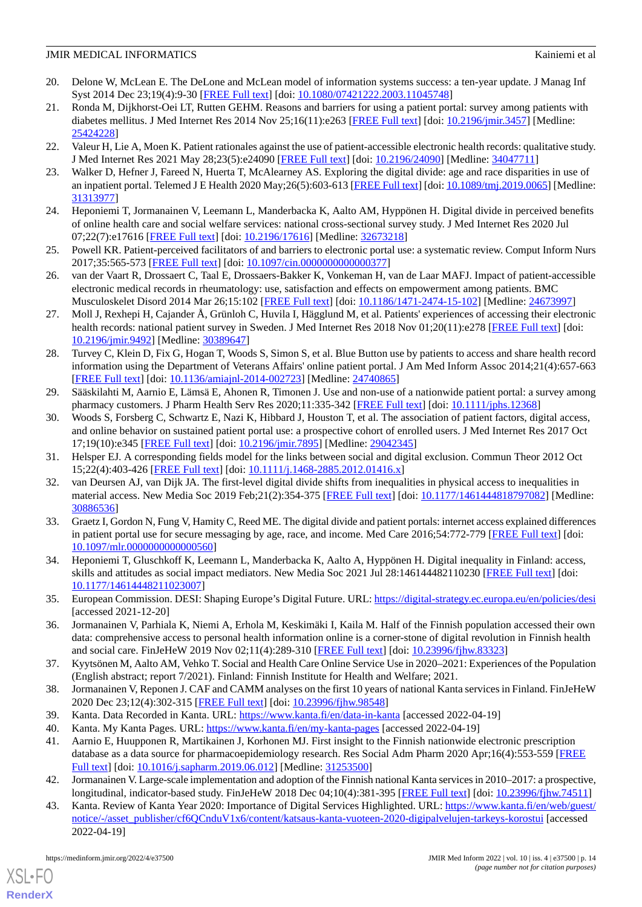20. Delone W, McLean E. The DeLone and McLean model of information systems success: a ten-year update. J Manag Inf Syst 2014 Dec 23;19(4):9-30 [FREE Full text] [doi: 10.1080/07421222.2003.11045748]
21. Ronda M, Dijkhorst-Oei LT, Rutten GEHM. Reasons and barriers for using a patient portal: survey among patients with diabetes mellitus. J Med Internet Res 2014 Nov 25;16(11):e263 [FREE Full text] [doi: 10.2196/jmir.3457] [Medline: 25424228]
22. Valeur H, Lie A, Moen K. Patient rationales against the use of patient-accessible electronic health records: qualitative study. J Med Internet Res 2021 May 28;23(5):e24090 [FREE Full text] [doi: 10.2196/24090] [Medline: 34047711]
23. Walker D, Hefner J, Fareed N, Huerta T, McAlearney AS. Exploring the digital divide: age and race disparities in use of an inpatient portal. Telemed J E Health 2020 May;26(5):603-613 [FREE Full text] [doi: 10.1089/tmj.2019.0065] [Medline: 31313977]
24. Heponiemi T, Jormanainen V, Leemann L, Manderbacka K, Aalto AM, Hyppönen H. Digital divide in perceived benefits of online health care and social welfare services: national cross-sectional survey study. J Med Internet Res 2020 Jul 07;22(7):e17616 [FREE Full text] [doi: 10.2196/17616] [Medline: 32673218]
25. Powell KR. Patient-perceived facilitators of and barriers to electronic portal use: a systematic review. Comput Inform Nurs 2017;35:565-573 [FREE Full text] [doi: 10.1097/cin.0000000000000377]
26. van der Vaart R, Drossaert C, Taal E, Drossaers-Bakker K, Vonkeman H, van de Laar MAFJ. Impact of patient-accessible electronic medical records in rheumatology: use, satisfaction and effects on empowerment among patients. BMC Musculoskelet Disord 2014 Mar 26;15:102 [FREE Full text] [doi: 10.1186/1471-2474-15-102] [Medline: 24673997]
27. Moll J, Rexhepi H, Cajander Å, Grünloh C, Huvila I, Hägglund M, et al. Patients' experiences of accessing their electronic health records: national patient survey in Sweden. J Med Internet Res 2018 Nov 01;20(11):e278 [FREE Full text] [doi: 10.2196/jmir.9492] [Medline: 30389647]
28. Turvey C, Klein D, Fix G, Hogan T, Woods S, Simon S, et al. Blue Button use by patients to access and share health record information using the Department of Veterans Affairs' online patient portal. J Am Med Inform Assoc 2014;21(4):657-663 [FREE Full text] [doi: 10.1136/amiajnl-2014-002723] [Medline: 24740865]
29. Sääskilahti M, Aarnio E, Lämsä E, Ahonen R, Timonen J. Use and non-use of a nationwide patient portal: a survey among pharmacy customers. J Pharm Health Serv Res 2020;11:335-342 [FREE Full text] [doi: 10.1111/jphs.12368]
30. Woods S, Forsberg C, Schwartz E, Nazi K, Hibbard J, Houston T, et al. The association of patient factors, digital access, and online behavior on sustained patient portal use: a prospective cohort of enrolled users. J Med Internet Res 2017 Oct 17;19(10):e345 [FREE Full text] [doi: 10.2196/jmir.7895] [Medline: 29042345]
31. Helsper EJ. A corresponding fields model for the links between social and digital exclusion. Commun Theor 2012 Oct 15;22(4):403-426 [FREE Full text] [doi: 10.1111/j.1468-2885.2012.01416.x]
32. van Deursen AJ, van Dijk JA. The first-level digital divide shifts from inequalities in physical access to inequalities in material access. New Media Soc 2019 Feb;21(2):354-375 [FREE Full text] [doi: 10.1177/1461444818797082] [Medline: 30886536]
33. Graetz I, Gordon N, Fung V, Hamity C, Reed ME. The digital divide and patient portals: internet access explained differences in patient portal use for secure messaging by age, race, and income. Med Care 2016;54:772-779 [FREE Full text] [doi: 10.1097/mlr.0000000000000560]
34. Heponiemi T, Gluschkoff K, Leemann L, Manderbacka K, Aalto A, Hyppönen H. Digital inequality in Finland: access, skills and attitudes as social impact mediators. New Media Soc 2021 Jul 28:146144482110230 [FREE Full text] [doi: 10.1177/14614448211023007]
35. European Commission. DESI: Shaping Europe's Digital Future. URL: https://digital-strategy.ec.europa.eu/en/policies/desi [accessed 2021-12-20]
36. Jormanainen V, Parhiala K, Niemi A, Erhola M, Keskimäki I, Kaila M. Half of the Finnish population accessed their own data: comprehensive access to personal health information online is a corner-stone of digital revolution in Finnish health and social care. FinJeHeW 2019 Nov 02;11(4):289-310 [FREE Full text] [doi: 10.23996/fjhw.83323]
37. Kyytsönen M, Aalto AM, Vehko T. Social and Health Care Online Service Use in 2020–2021: Experiences of the Population (English abstract; report 7/2021). Finland: Finnish Institute for Health and Welfare; 2021.
38. Jormanainen V, Reponen J. CAF and CAMM analyses on the first 10 years of national Kanta services in Finland. FinJeHeW 2020 Dec 23;12(4):302-315 [FREE Full text] [doi: 10.23996/fjhw.98548]
39. Kanta. Data Recorded in Kanta. URL: https://www.kanta.fi/en/data-in-kanta [accessed 2022-04-19]
40. Kanta. My Kanta Pages. URL: https://www.kanta.fi/en/my-kanta-pages [accessed 2022-04-19]
41. Aarnio E, Huupponen R, Martikainen J, Korhonen MJ. First insight to the Finnish nationwide electronic prescription database as a data source for pharmacoepidemiology research. Res Social Adm Pharm 2020 Apr;16(4):553-559 [FREE Full text] [doi: 10.1016/j.sapharm.2019.06.012] [Medline: 31253500]
42. Jormanainen V. Large-scale implementation and adoption of the Finnish national Kanta services in 2010–2017: a prospective, longitudinal, indicator-based study. FinJeHeW 2018 Dec 04;10(4):381-395 [FREE Full text] [doi: 10.23996/fjhw.74511]
43. Kanta. Review of Kanta Year 2020: Importance of Digital Services Highlighted. URL: https://www.kanta.fi/en/web/guest/notice/-/asset_publisher/cf6QCnduV1x6/content/katsaus-kanta-vuoteen-2020-digipalvelujen-tarkeys-korostui [accessed 2022-04-19]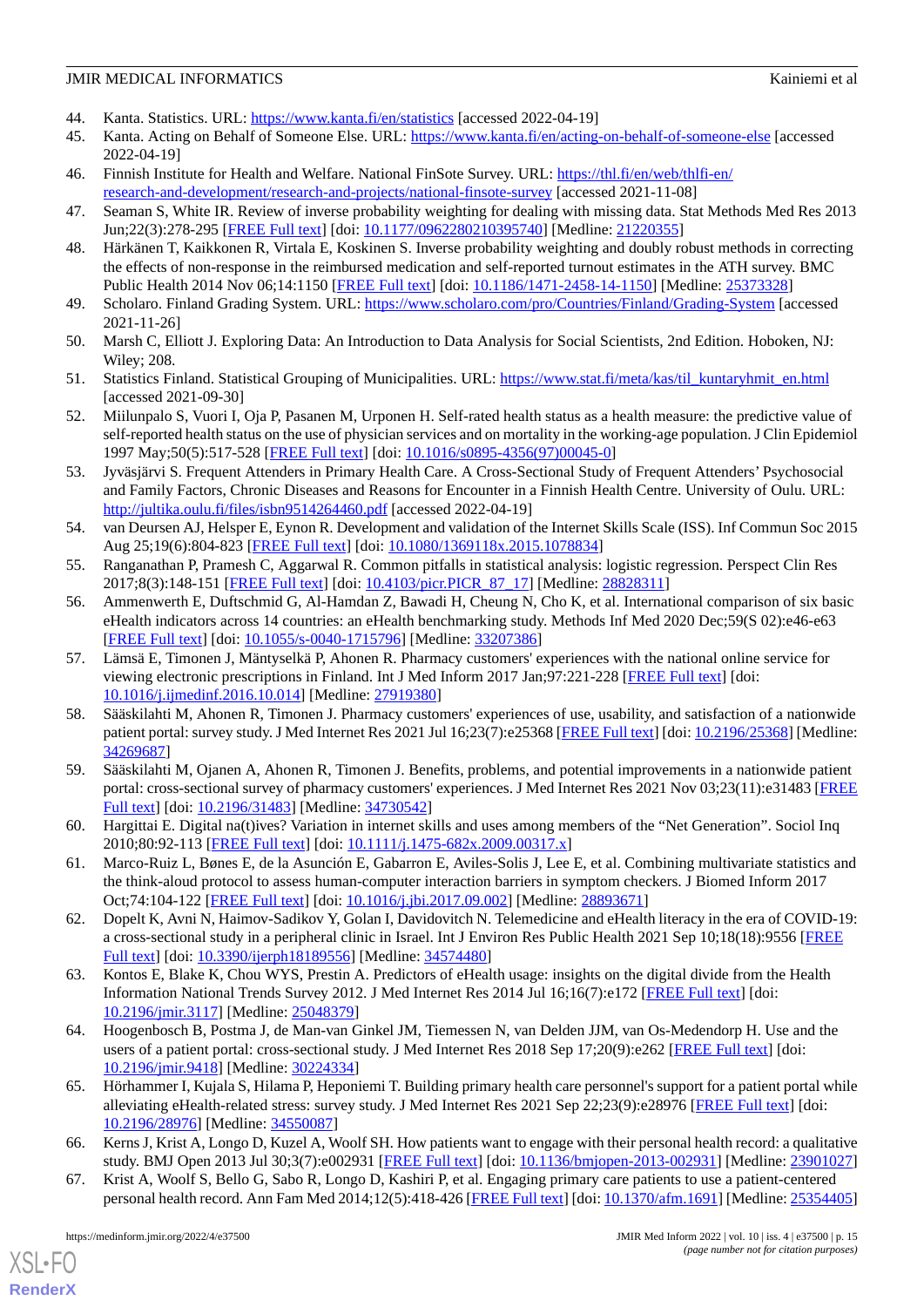44. Kanta. Statistics. URL: https://www.kanta.fi/en/statistics [accessed 2022-04-19]
45. Kanta. Acting on Behalf of Someone Else. URL: https://www.kanta.fi/en/acting-on-behalf-of-someone-else [accessed 2022-04-19]
46. Finnish Institute for Health and Welfare. National FinSote Survey. URL: https://thl.fi/en/web/thlfi-en/research-and-development/research-and-projects/national-finsote-survey [accessed 2021-11-08]
47. Seaman S, White IR. Review of inverse probability weighting for dealing with missing data. Stat Methods Med Res 2013 Jun;22(3):278-295 [FREE Full text] [doi: 10.1177/0962280210395740] [Medline: 21220355]
48. Härkänen T, Kaikkonen R, Virtala E, Koskinen S. Inverse probability weighting and doubly robust methods in correcting the effects of non-response in the reimbursed medication and self-reported turnout estimates in the ATH survey. BMC Public Health 2014 Nov 06;14:1150 [FREE Full text] [doi: 10.1186/1471-2458-14-1150] [Medline: 25373328]
49. Scholaro. Finland Grading System. URL: https://www.scholaro.com/pro/Countries/Finland/Grading-System [accessed 2021-11-26]
50. Marsh C, Elliott J. Exploring Data: An Introduction to Data Analysis for Social Scientists, 2nd Edition. Hoboken, NJ: Wiley; 208.
51. Statistics Finland. Statistical Grouping of Municipalities. URL: https://www.stat.fi/meta/kas/til_kuntaryhmit_en.html [accessed 2021-09-30]
52. Miilunpalo S, Vuori I, Oja P, Pasanen M, Urponen H. Self-rated health status as a health measure: the predictive value of self-reported health status on the use of physician services and on mortality in the working-age population. J Clin Epidemiol 1997 May;50(5):517-528 [FREE Full text] [doi: 10.1016/s0895-4356(97)00045-0]
53. Jyväsjärvi S. Frequent Attenders in Primary Health Care. A Cross-Sectional Study of Frequent Attenders' Psychosocial and Family Factors, Chronic Diseases and Reasons for Encounter in a Finnish Health Centre. University of Oulu. URL: http://jultika.oulu.fi/files/isbn9514264460.pdf [accessed 2022-04-19]
54. van Deursen AJ, Helsper E, Eynon R. Development and validation of the Internet Skills Scale (ISS). Inf Commun Soc 2015 Aug 25;19(6):804-823 [FREE Full text] [doi: 10.1080/1369118x.2015.1078834]
55. Ranganathan P, Pramesh C, Aggarwal R. Common pitfalls in statistical analysis: logistic regression. Perspect Clin Res 2017;8(3):148-151 [FREE Full text] [doi: 10.4103/picr.PICR_87_17] [Medline: 28828311]
56. Ammenwerth E, Duftschmid G, Al-Hamdan Z, Bawadi H, Cheung N, Cho K, et al. International comparison of six basic eHealth indicators across 14 countries: an eHealth benchmarking study. Methods Inf Med 2020 Dec;59(S 02):e46-e63 [FREE Full text] [doi: 10.1055/s-0040-1715796] [Medline: 33207386]
57. Lämsä E, Timonen J, Mäntyselkä P, Ahonen R. Pharmacy customers' experiences with the national online service for viewing electronic prescriptions in Finland. Int J Med Inform 2017 Jan;97:221-228 [FREE Full text] [doi: 10.1016/j.ijmedinf.2016.10.014] [Medline: 27919380]
58. Sääskilahti M, Ahonen R, Timonen J. Pharmacy customers' experiences of use, usability, and satisfaction of a nationwide patient portal: survey study. J Med Internet Res 2021 Jul 16;23(7):e25368 [FREE Full text] [doi: 10.2196/25368] [Medline: 34269687]
59. Sääskilahti M, Ojanen A, Ahonen R, Timonen J. Benefits, problems, and potential improvements in a nationwide patient portal: cross-sectional survey of pharmacy customers' experiences. J Med Internet Res 2021 Nov 03;23(11):e31483 [FREE Full text] [doi: 10.2196/31483] [Medline: 34730542]
60. Hargittai E. Digital na(t)ives? Variation in internet skills and uses among members of the "Net Generation". Sociol Inq 2010;80:92-113 [FREE Full text] [doi: 10.1111/j.1475-682x.2009.00317.x]
61. Marco-Ruiz L, Bønes E, de la Asunción E, Gabarron E, Aviles-Solis J, Lee E, et al. Combining multivariate statistics and the think-aloud protocol to assess human-computer interaction barriers in symptom checkers. J Biomed Inform 2017 Oct;74:104-122 [FREE Full text] [doi: 10.1016/j.jbi.2017.09.002] [Medline: 28893671]
62. Dopelt K, Avni N, Haimov-Sadikov Y, Golan I, Davidovitch N. Telemedicine and eHealth literacy in the era of COVID-19: a cross-sectional study in a peripheral clinic in Israel. Int J Environ Res Public Health 2021 Sep 10;18(18):9556 [FREE Full text] [doi: 10.3390/ijerph18189556] [Medline: 34574480]
63. Kontos E, Blake K, Chou WYS, Prestin A. Predictors of eHealth usage: insights on the digital divide from the Health Information National Trends Survey 2012. J Med Internet Res 2014 Jul 16;16(7):e172 [FREE Full text] [doi: 10.2196/jmir.3117] [Medline: 25048379]
64. Hoogenbosch B, Postma J, de Man-van Ginkel JM, Tiemessen N, van Delden JJM, van Os-Medendorp H. Use and the users of a patient portal: cross-sectional study. J Med Internet Res 2018 Sep 17;20(9):e262 [FREE Full text] [doi: 10.2196/jmir.9418] [Medline: 30224334]
65. Hörhammer I, Kujala S, Hilama P, Heponiemi T. Building primary health care personnel's support for a patient portal while alleviating eHealth-related stress: survey study. J Med Internet Res 2021 Sep 22;23(9):e28976 [FREE Full text] [doi: 10.2196/28976] [Medline: 34550087]
66. Kerns J, Krist A, Longo D, Kuzel A, Woolf SH. How patients want to engage with their personal health record: a qualitative study. BMJ Open 2013 Jul 30;3(7):e002931 [FREE Full text] [doi: 10.1136/bmjopen-2013-002931] [Medline: 23901027]
67. Krist A, Woolf S, Bello G, Sabo R, Longo D, Kashiri P, et al. Engaging primary care patients to use a patient-centered personal health record. Ann Fam Med 2014;12(5):418-426 [FREE Full text] [doi: 10.1370/afm.1691] [Medline: 25354405]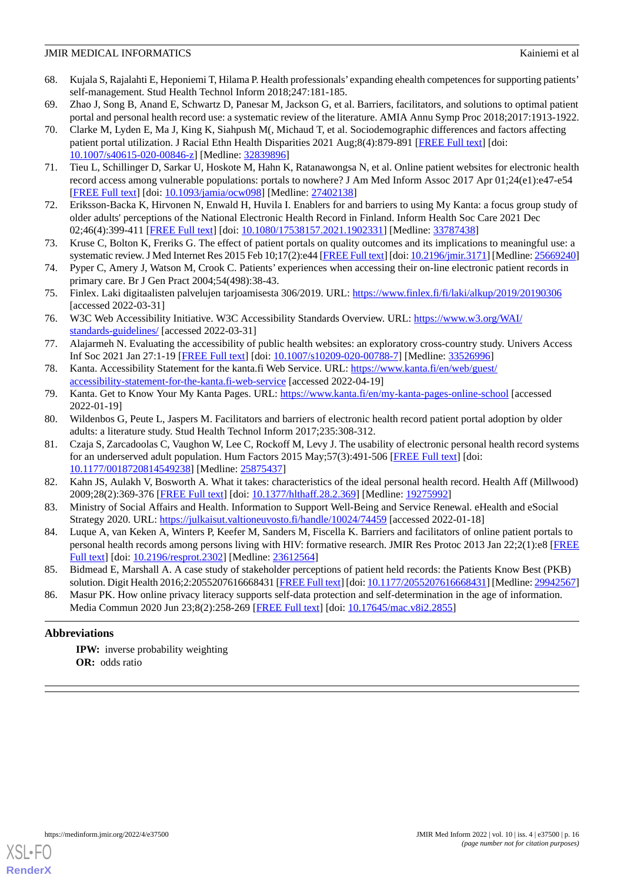68. Kujala S, Rajalahti E, Heponiemi T, Hilama P. Health professionals' expanding ehealth competences for supporting patients' self-management. Stud Health Technol Inform 2018;247:181-185.
69. Zhao J, Song B, Anand E, Schwartz D, Panesar M, Jackson G, et al. Barriers, facilitators, and solutions to optimal patient portal and personal health record use: a systematic review of the literature. AMIA Annu Symp Proc 2018;2017:1913-1922.
70. Clarke M, Lyden E, Ma J, King K, Siahpush M(, Michaud T, et al. Sociodemographic differences and factors affecting patient portal utilization. J Racial Ethn Health Disparities 2021 Aug;8(4):879-891 [FREE Full text] [doi: 10.1007/s40615-020-00846-z] [Medline: 32839896]
71. Tieu L, Schillinger D, Sarkar U, Hoskote M, Hahn K, Ratanawongsa N, et al. Online patient websites for electronic health record access among vulnerable populations: portals to nowhere? J Am Med Inform Assoc 2017 Apr 01;24(e1):e47-e54 [FREE Full text] [doi: 10.1093/jamia/ocw098] [Medline: 27402138]
72. Eriksson-Backa K, Hirvonen N, Enwald H, Huvila I. Enablers for and barriers to using My Kanta: a focus group study of older adults' perceptions of the National Electronic Health Record in Finland. Inform Health Soc Care 2021 Dec 02;46(4):399-411 [FREE Full text] [doi: 10.1080/17538157.2021.1902331] [Medline: 33787438]
73. Kruse C, Bolton K, Freriks G. The effect of patient portals on quality outcomes and its implications to meaningful use: a systematic review. J Med Internet Res 2015 Feb 10;17(2):e44 [FREE Full text] [doi: 10.2196/jmir.3171] [Medline: 25669240]
74. Pyper C, Amery J, Watson M, Crook C. Patients' experiences when accessing their on-line electronic patient records in primary care. Br J Gen Pract 2004;54(498):38-43.
75. Finlex. Laki digitaalisten palvelujen tarjoamisesta 306/2019. URL: https://www.finlex.fi/fi/laki/alkup/2019/20190306 [accessed 2022-03-31]
76. W3C Web Accessibility Initiative. W3C Accessibility Standards Overview. URL: https://www.w3.org/WAI/standards-guidelines/ [accessed 2022-03-31]
77. Alajarmeh N. Evaluating the accessibility of public health websites: an exploratory cross-country study. Univers Access Inf Soc 2021 Jan 27:1-19 [FREE Full text] [doi: 10.1007/s10209-020-00788-7] [Medline: 33526996]
78. Kanta. Accessibility Statement for the kanta.fi Web Service. URL: https://www.kanta.fi/en/web/guest/accessibility-statement-for-the-kanta.fi-web-service [accessed 2022-04-19]
79. Kanta. Get to Know Your My Kanta Pages. URL: https://www.kanta.fi/en/my-kanta-pages-online-school [accessed 2022-01-19]
80. Wildenbos G, Peute L, Jaspers M. Facilitators and barriers of electronic health record patient portal adoption by older adults: a literature study. Stud Health Technol Inform 2017;235:308-312.
81. Czaja S, Zarcadoolas C, Vaughon W, Lee C, Rockoff M, Levy J. The usability of electronic personal health record systems for an underserved adult population. Hum Factors 2015 May;57(3):491-506 [FREE Full text] [doi: 10.1177/0018720814549238] [Medline: 25875437]
82. Kahn JS, Aulakh V, Bosworth A. What it takes: characteristics of the ideal personal health record. Health Aff (Millwood) 2009;28(2):369-376 [FREE Full text] [doi: 10.1377/hlthaff.28.2.369] [Medline: 19275992]
83. Ministry of Social Affairs and Health. Information to Support Well-Being and Service Renewal. eHealth and eSocial Strategy 2020. URL: https://julkaisut.valtioneuvosto.fi/handle/10024/74459 [accessed 2022-01-18]
84. Luque A, van Keken A, Winters P, Keefer M, Sanders M, Fiscella K. Barriers and facilitators of online patient portals to personal health records among persons living with HIV: formative research. JMIR Res Protoc 2013 Jan 22;2(1):e8 [FREE Full text] [doi: 10.2196/resprot.2302] [Medline: 23612564]
85. Bidmead E, Marshall A. A case study of stakeholder perceptions of patient held records: the Patients Know Best (PKB) solution. Digit Health 2016;2:2055207616668431 [FREE Full text] [doi: 10.1177/2055207616668431] [Medline: 29942567]
86. Masur PK. How online privacy literacy supports self-data protection and self-determination in the age of information. Media Commun 2020 Jun 23;8(2):258-269 [FREE Full text] [doi: 10.17645/mac.v8i2.2855]

## Abbreviations

**IPW:** inverse probability weighting
**OR:** odds ratio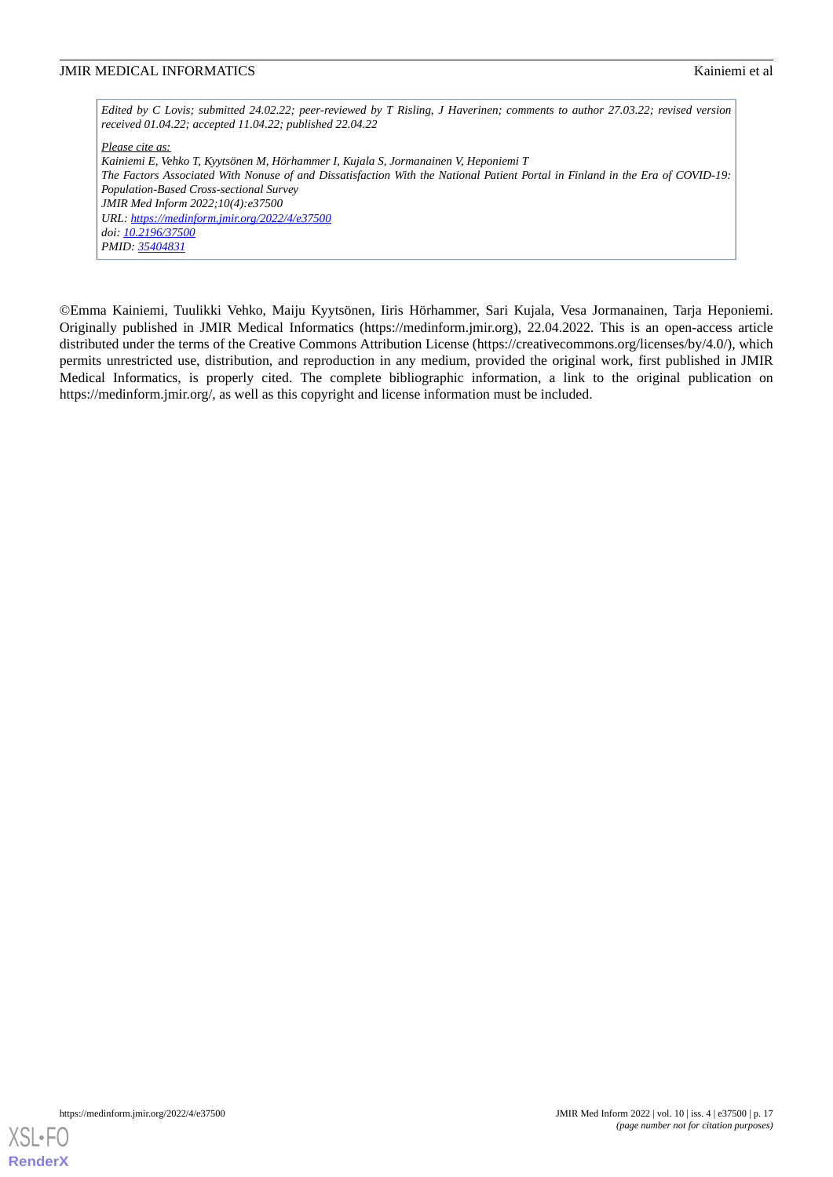*Edited by C Lovis; submitted 24.02.22; peer-reviewed by T Risling, J Haverinen; comments to author 27.03.22; revised version received 01.04.22; accepted 11.04.22; published 22.04.22*

*Please cite as:*
*Kainiemi E, Vehko T, Kyytsönen M, Hörhammer I, Kujala S, Jormanainen V, Heponiemi T*
*The Factors Associated With Nonuse of and Dissatisfaction With the National Patient Portal in Finland in the Era of COVID-19: Population-Based Cross-sectional Survey*
*JMIR Med Inform 2022;10(4):e37500*
*URL: https://medinform.jmir.org/2022/4/e37500*
*doi: 10.2196/37500*
*PMID: 35404831*

©Emma Kainiemi, Tuulikki Vehko, Maiju Kyytsönen, Iiris Hörhammer, Sari Kujala, Vesa Jormanainen, Tarja Heponiemi. Originally published in JMIR Medical Informatics (https://medinform.jmir.org), 22.04.2022. This is an open-access article distributed under the terms of the Creative Commons Attribution License (https://creativecommons.org/licenses/by/4.0/), which permits unrestricted use, distribution, and reproduction in any medium, provided the original work, first published in JMIR Medical Informatics, is properly cited. The complete bibliographic information, a link to the original publication on https://medinform.jmir.org/, as well as this copyright and license information must be included.